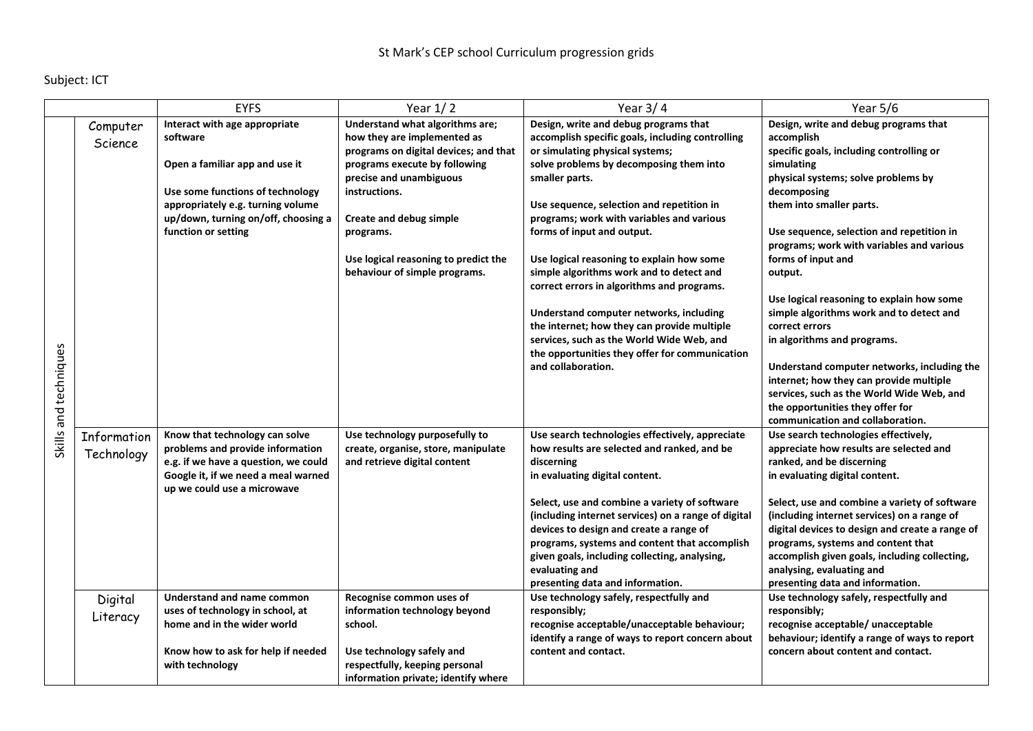St Mark's CEP school Curriculum progression grids

Subject: ICT

| | | EYFS | Year 1/ 2 | Year 3/ 4 | Year 5/6 |
|---|---|---|---|---|---|
| Skills and techniques | Computer Science | **Interact with age appropriate software**<br><br>**Open a familiar app and use it**<br><br>**Use some functions of technology appropriately e.g. turning volume up/down, turning on/off, choosing a function or setting** | **Understand what algorithms are; how they are implemented as programs on digital devices; and that programs execute by following precise and unambiguous instructions.**<br><br>**Create and debug simple programs.**<br><br>**Use logical reasoning to predict the behaviour of simple programs.** | **Design, write and debug programs that accomplish specific goals, including controlling or simulating physical systems; solve problems by decomposing them into smaller parts.**<br><br>**Use sequence, selection and repetition in programs; work with variables and various forms of input and output.**<br><br>**Use logical reasoning to explain how some simple algorithms work and to detect and correct errors in algorithms and programs.**<br><br>**Understand computer networks, including the internet; how they can provide multiple services, such as the World Wide Web, and the opportunities they offer for communication and collaboration.** | **Design, write and debug programs that accomplish specific goals, including controlling or simulating physical systems; solve problems by decomposing them into smaller parts.**<br><br>**Use sequence, selection and repetition in programs; work with variables and various forms of input and output.**<br><br>**Use logical reasoning to explain how some simple algorithms work and to detect and correct errors in algorithms and programs.**<br><br>**Understand computer networks, including the internet; how they can provide multiple services, such as the World Wide Web, and the opportunities they offer for communication and collaboration.** |
| | Information Technology | **Know that technology can solve problems and provide information e.g. if we have a question, we could Google it, if we need a meal warned up we could use a microwave** | **Use technology purposefully to create, organise, store, manipulate and retrieve digital content** | **Use search technologies effectively, appreciate how results are selected and ranked, and be discerning in evaluating digital content.**<br><br>**Select, use and combine a variety of software (including internet services) on a range of digital devices to design and create a range of programs, systems and content that accomplish given goals, including collecting, analysing, evaluating and presenting data and information.** | **Use search technologies effectively, appreciate how results are selected and ranked, and be discerning in evaluating digital content.**<br><br>**Select, use and combine a variety of software (including internet services) on a range of digital devices to design and create a range of programs, systems and content that accomplish given goals, including collecting, analysing, evaluating and presenting data and information.** |
| | Digital Literacy | **Understand and name common uses of technology in school, at home and in the wider world**<br><br>**Know how to ask for help if needed with technology** | **Recognise common uses of information technology beyond school.**<br><br>**Use technology safely and respectfully, keeping personal information private; identify where** | **Use technology safely, respectfully and responsibly; recognise acceptable/unacceptable behaviour; identify a range of ways to report concern about content and contact.** | **Use technology safely, respectfully and responsibly; recognise acceptable/ unacceptable behaviour; identify a range of ways to report concern about content and contact.** |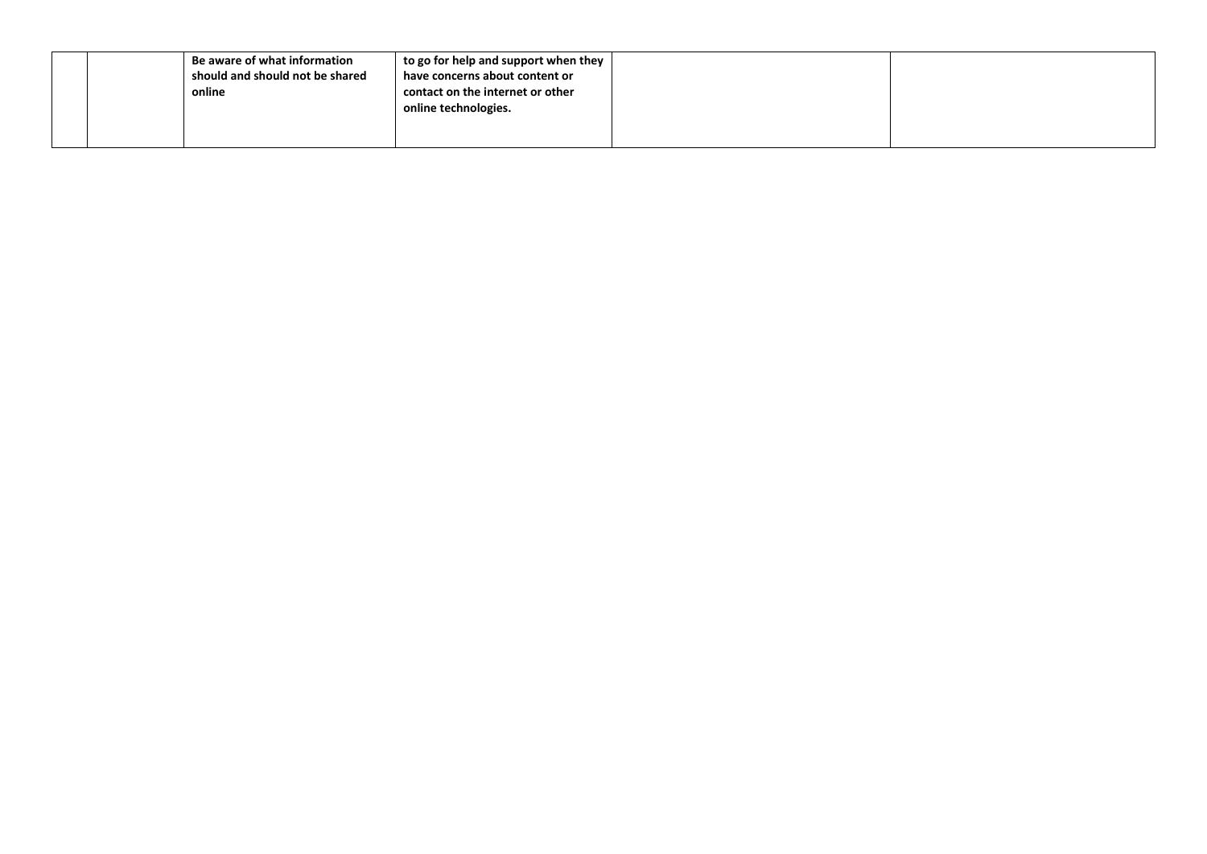| | | | | | |
|---|---|---|---|---|---|
| | | **Be aware of what information should and should not be shared online** | **to go for help and support when they have concerns about content or contact on the internet or other online technologies.** | | |